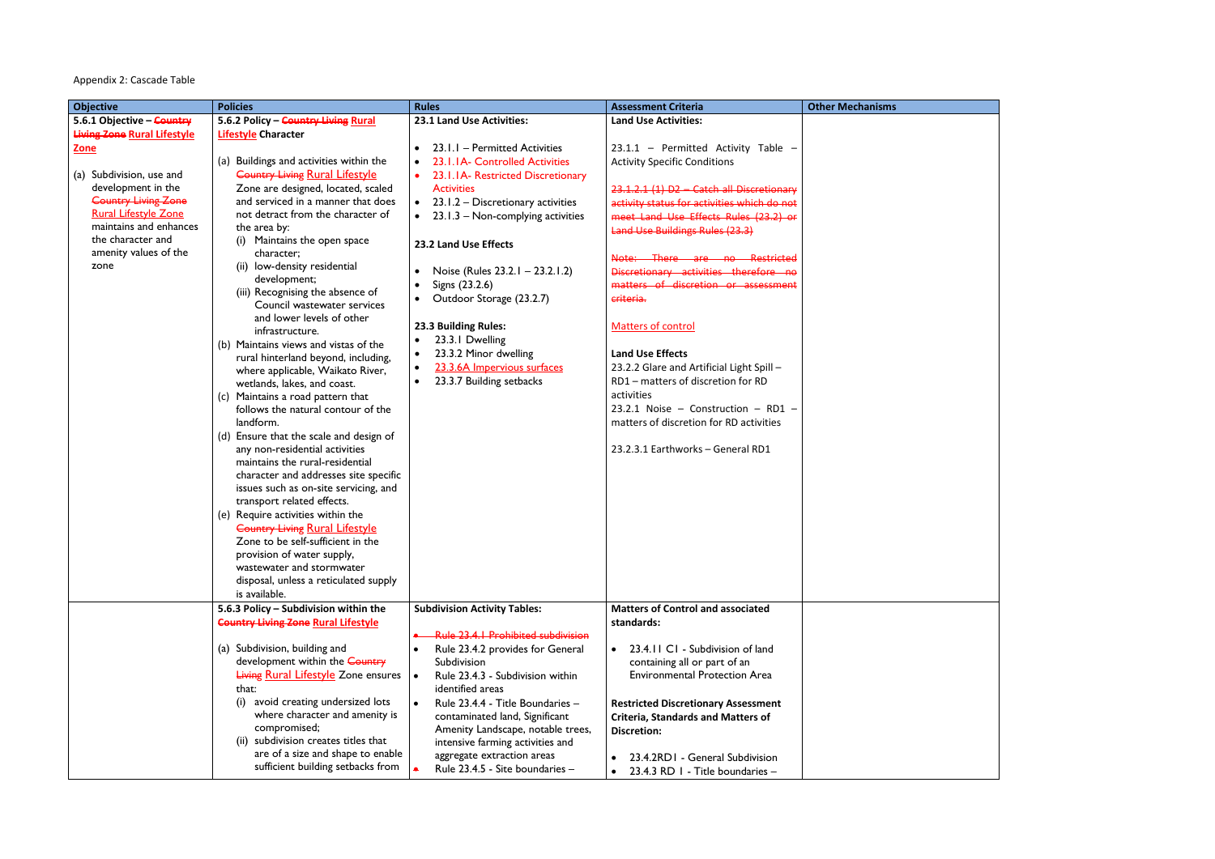Appendix 2: Cascade Table

| Objective | Policies | Rules | Assessment Criteria | Other Mechanisms |
|---|---|---|---|---|
| **5.6.1 Objective – ~~Country Living Zone~~ Rural Lifestyle Zone**<br><br>(a) Subdivision, use and development in the ~~Country Living Zone~~ Rural Lifestyle Zone maintains and enhances the character and amenity values of the zone | **5.6.2 Policy – ~~Country Living~~ Rural Lifestyle Character**<br><br>(a) Buildings and activities within the ~~Country Living~~ Rural Lifestyle Zone are designed, located, scaled and serviced in a manner that does not detract from the character of the area by:<br>(i) Maintains the open space character;<br>(ii) low-density residential development;<br>(iii) Recognising the absence of Council wastewater services and lower levels of other infrastructure.<br>(b) Maintains views and vistas of the rural hinterland beyond, including, where applicable, Waikato River, wetlands, lakes, and coast.<br>(c) Maintains a road pattern that follows the natural contour of the landform.<br>(d) Ensure that the scale and design of any non-residential activities maintains the rural-residential character and addresses site specific issues such as on-site servicing, and transport related effects.<br>(e) Require activities within the ~~Country Living~~ Rural Lifestyle Zone to be self-sufficient in the provision of water supply, wastewater and stormwater disposal, unless a reticulated supply is available. | **23.1 Land Use Activities:**<br><br>• 23.1.1 – Permitted Activities<br>• 23.1.1A- Controlled Activities<br>• 23.1.1A- Restricted Discretionary Activities<br>• 23.1.2 – Discretionary activities<br>• 23.1.3 – Non-complying activities<br><br>**23.2 Land Use Effects**<br><br>• Noise (Rules 23.2.1 – 23.2.1.2)<br>• Signs (23.2.6)<br>• Outdoor Storage (23.2.7)<br><br>**23.3 Building Rules:**<br>• 23.3.1 Dwelling<br>• 23.3.2 Minor dwelling<br>• 23.3.6A Impervious surfaces<br>• 23.3.7 Building setbacks | **Land Use Activities:**<br><br>23.1.1 – Permitted Activity Table – Activity Specific Conditions<br><br>~~23.1.2.1 (1) D2 – Catch all Discretionary activity status for activities which do not meet Land Use Effects Rules (23.2) or Land Use Buildings Rules (23.3)~~<br><br>~~Note: There are no Restricted Discretionary activities therefore no matters of discretion or assessment criteria.~~<br><br>Matters of control<br><br>**Land Use Effects**<br>23.2.2 Glare and Artificial Light Spill – RD1 – matters of discretion for RD activities<br>23.2.1 Noise – Construction – RD1 – matters of discretion for RD activities<br><br>23.2.3.1 Earthworks – General RD1 | |
| | **5.6.3 Policy – Subdivision within the ~~Country Living Zone~~ Rural Lifestyle**<br><br>(a) Subdivision, building and development within the ~~Country Living~~ Rural Lifestyle Zone ensures that:<br>(i) avoid creating undersized lots where character and amenity is compromised;<br>(ii) subdivision creates titles that are of a size and shape to enable sufficient building setbacks from | **Subdivision Activity Tables:**<br><br>• ~~Rule 23.4.1 Prohibited subdivision~~<br>• Rule 23.4.2 provides for General Subdivision<br>• Rule 23.4.3 - Subdivision within identified areas<br>• Rule 23.4.4 - Title Boundaries – contaminated land, Significant Amenity Landscape, notable trees, intensive farming activities and aggregate extraction areas<br>• Rule 23.4.5 - Site boundaries – | **Matters of Control and associated standards:**<br><br>• 23.4.11 C1 - Subdivision of land containing all or part of an Environmental Protection Area<br><br>**Restricted Discretionary Assessment Criteria, Standards and Matters of Discretion:**<br><br>• 23.4.2RD1 - General Subdivision<br>• 23.4.3 RD 1 - Title boundaries – | |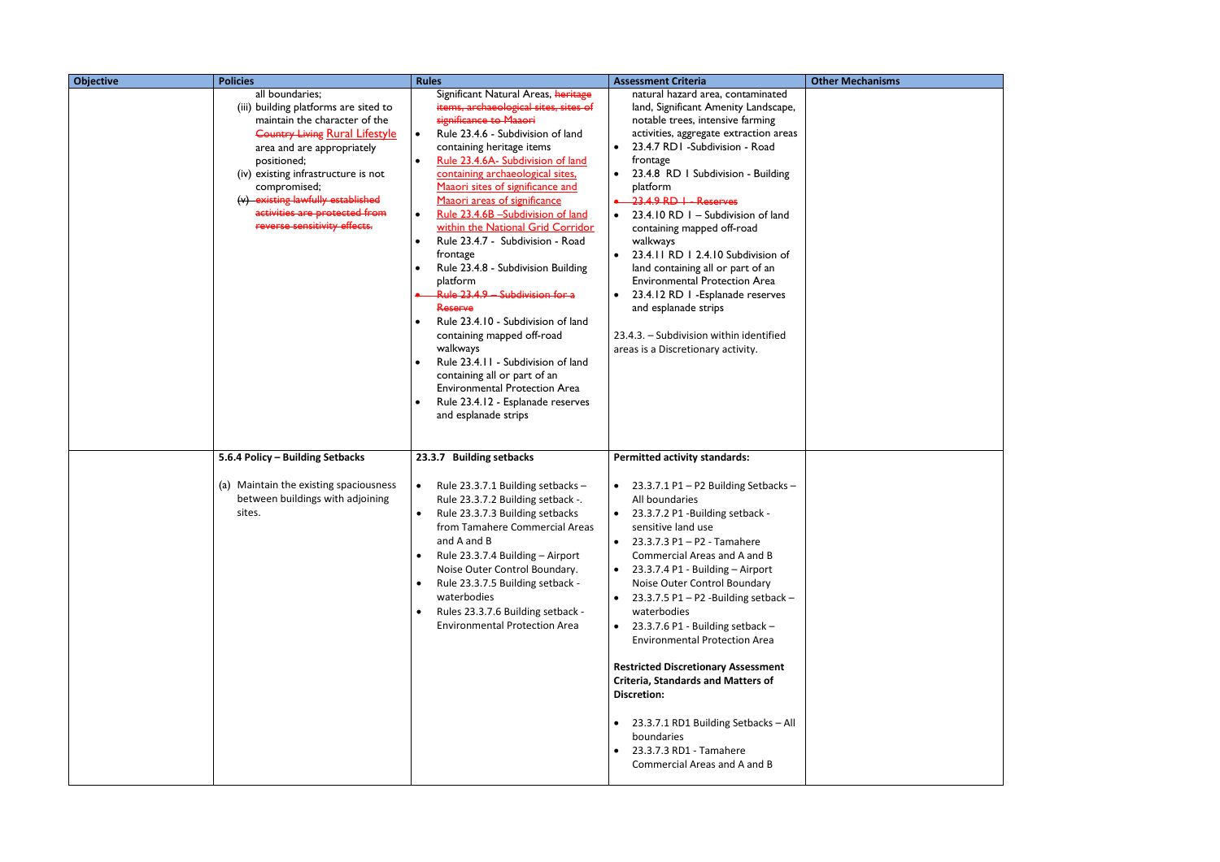| Objective | Policies | Rules | Assessment Criteria | Other Mechanisms |
|---|---|---|---|---|
| | all boundaries;<br>(iii) building platforms are sited to maintain the character of the ~~Country Living~~ Rural Lifestyle area and are appropriately positioned;<br>(iv) existing infrastructure is not compromised;<br>~~(v) existing lawfully established activities are protected from reverse sensitivity effects.~~ | Significant Natural Areas, ~~heritage items, archaeological sites, sites of significance to Maaori~~<br>• Rule 23.4.6 - Subdivision of land containing heritage items<br>• Rule 23.4.6A- Subdivision of land containing archaeological sites, Maaori sites of significance and Maaori areas of significance<br>• Rule 23.4.6B –Subdivision of land within the National Grid Corridor<br>• Rule 23.4.7 - Subdivision - Road frontage<br>• Rule 23.4.8 - Subdivision Building platform<br>• ~~Rule 23.4.9 – Subdivision for a Reserve~~<br>• Rule 23.4.10 - Subdivision of land containing mapped off-road walkways<br>• Rule 23.4.11 - Subdivision of land containing all or part of an Environmental Protection Area<br>• Rule 23.4.12 - Esplanade reserves and esplanade strips | natural hazard area, contaminated land, Significant Amenity Landscape, notable trees, intensive farming activities, aggregate extraction areas<br>• 23.4.7 RD1 -Subdivision - Road frontage<br>• 23.4.8 RD 1 Subdivision - Building platform<br>• ~~23.4.9 RD 1 - Reserves~~<br>• 23.4.10 RD 1 – Subdivision of land containing mapped off-road walkways<br>• 23.4.11 RD 1 2.4.10 Subdivision of land containing all or part of an Environmental Protection Area<br>• 23.4.12 RD 1 -Esplanade reserves and esplanade strips<br><br>23.4.3. – Subdivision within identified areas is a Discretionary activity. | |
| | **5.6.4 Policy – Building Setbacks**<br><br>(a) Maintain the existing spaciousness between buildings with adjoining sites. | **23.3.7 Building setbacks**<br><br>• Rule 23.3.7.1 Building setbacks – Rule 23.3.7.2 Building setback -.<br>• Rule 23.3.7.3 Building setbacks from Tamahere Commercial Areas and A and B<br>• Rule 23.3.7.4 Building – Airport Noise Outer Control Boundary.<br>• Rule 23.3.7.5 Building setback - waterbodies<br>• Rules 23.3.7.6 Building setback - Environmental Protection Area | **Permitted activity standards:**<br><br>• 23.3.7.1 P1 – P2 Building Setbacks – All boundaries<br>• 23.3.7.2 P1 -Building setback - sensitive land use<br>• 23.3.7.3 P1 – P2 - Tamahere Commercial Areas and A and B<br>• 23.3.7.4 P1 - Building – Airport Noise Outer Control Boundary<br>• 23.3.7.5 P1 – P2 -Building setback – waterbodies<br>• 23.3.7.6 P1 - Building setback – Environmental Protection Area<br><br>**Restricted Discretionary Assessment Criteria, Standards and Matters of Discretion:**<br><br>• 23.3.7.1 RD1 Building Setbacks – All boundaries<br>• 23.3.7.3 RD1 - Tamahere Commercial Areas and A and B | |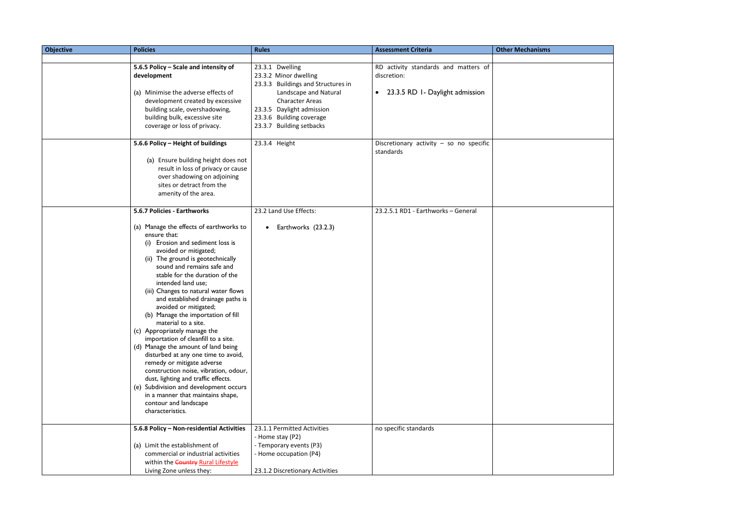| Objective | Policies | Rules | Assessment Criteria | Other Mechanisms |
|---|---|---|---|---|
| | | | | |
| | **5.6.5 Policy – Scale and intensity of development**<br><br>(a) Minimise the adverse effects of development created by excessive building scale, overshadowing, building bulk, excessive site coverage or loss of privacy. | 23.3.1 Dwelling<br>23.3.2 Minor dwelling<br>23.3.3 Buildings and Structures in Landscape and Natural Character Areas<br>23.3.5 Daylight admission<br>23.3.6 Building coverage<br>23.3.7 Building setbacks | RD activity standards and matters of discretion:<br><br>• 23.3.5 RD 1- Daylight admission | |
| | **5.6.6 Policy – Height of buildings**<br><br>(a) Ensure building height does not result in loss of privacy or cause over shadowing on adjoining sites or detract from the amenity of the area. | 23.3.4 Height | Discretionary activity – so no specific standards | |
| | **5.6.7 Policies - Earthworks**<br><br>(a) Manage the effects of earthworks to ensure that:<br>(i) Erosion and sediment loss is avoided or mitigated;<br>(ii) The ground is geotechnically sound and remains safe and stable for the duration of the intended land use;<br>(iii) Changes to natural water flows and established drainage paths is avoided or mitigated;<br>(b) Manage the importation of fill material to a site.<br>(c) Appropriately manage the importation of cleanfill to a site.<br>(d) Manage the amount of land being disturbed at any one time to avoid, remedy or mitigate adverse construction noise, vibration, odour, dust, lighting and traffic effects.<br>(e) Subdivision and development occurs in a manner that maintains shape, contour and landscape characteristics. | 23.2 Land Use Effects:<br><br>• Earthworks (23.2.3) | 23.2.5.1 RD1 - Earthworks – General | |
| | **5.6.8 Policy – Non-residential Activities**<br><br>(a) Limit the establishment of commercial or industrial activities within the ~~Country~~ Rural Lifestyle Living Zone unless they: | 23.1.1 Permitted Activities<br>- Home stay (P2)<br>- Temporary events (P3)<br>- Home occupation (P4)<br><br>23.1.2 Discretionary Activities | no specific standards | |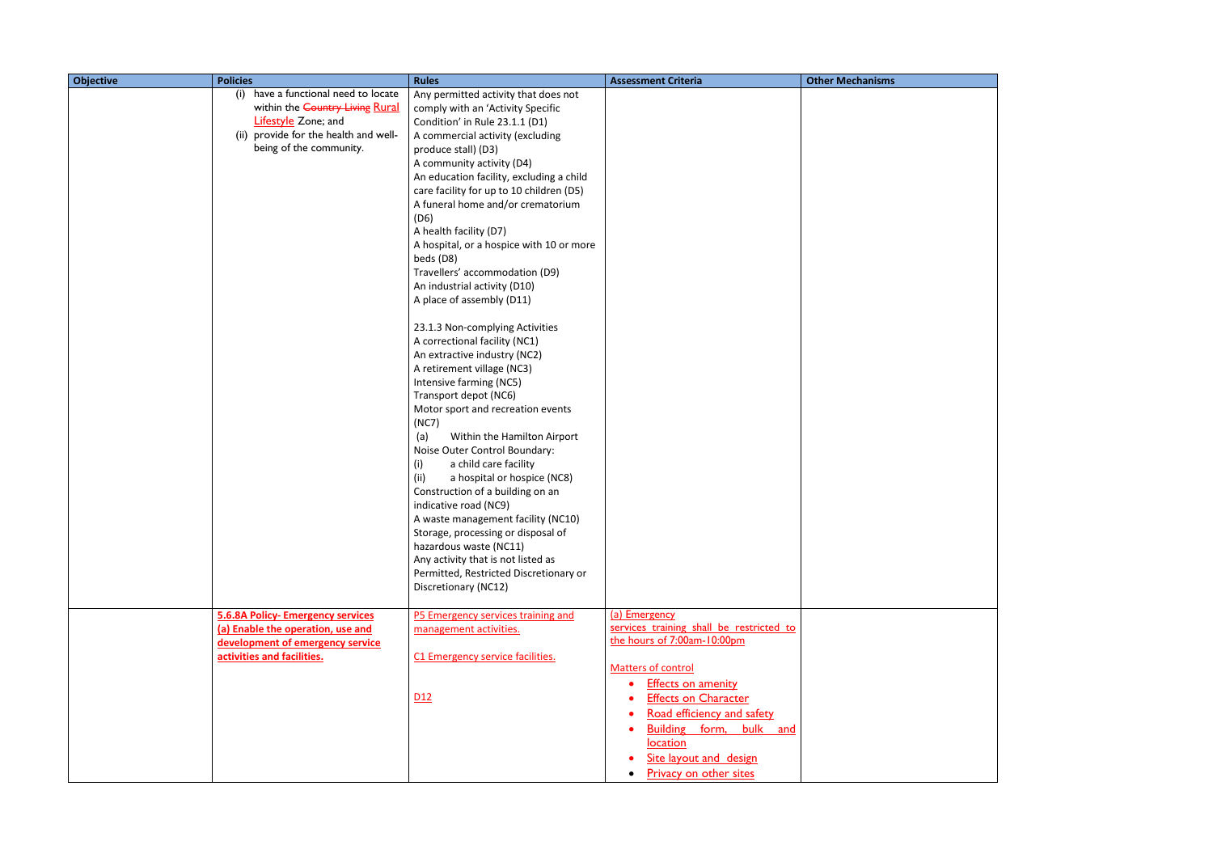| Objective | Policies | Rules | Assessment Criteria | Other Mechanisms |
|---|---|---|---|---|
| | (i) have a functional need to locate within the ~~Country Living~~ Rural Lifestyle Zone; and<br>(ii) provide for the health and well-being of the community. | Any permitted activity that does not comply with an 'Activity Specific Condition' in Rule 23.1.1 (D1)<br>A commercial activity (excluding produce stall) (D3)<br>A community activity (D4)<br>An education facility, excluding a child care facility for up to 10 children (D5)<br>A funeral home and/or crematorium (D6)<br>A health facility (D7)<br>A hospital, or a hospice with 10 or more beds (D8)<br>Travellers' accommodation (D9)<br>An industrial activity (D10)<br>A place of assembly (D11)<br><br>23.1.3 Non-complying Activities<br>A correctional facility (NC1)<br>An extractive industry (NC2)<br>A retirement village (NC3)<br>Intensive farming (NC5)<br>Transport depot (NC6)<br>Motor sport and recreation events (NC7)<br>(a) Within the Hamilton Airport Noise Outer Control Boundary:<br>(i) a child care facility<br>(ii) a hospital or hospice (NC8)<br>Construction of a building on an indicative road (NC9)<br>A waste management facility (NC10)<br>Storage, processing or disposal of hazardous waste (NC11)<br>Any activity that is not listed as Permitted, Restricted Discretionary or Discretionary (NC12) | | |
| | **5.6.8A Policy- Emergency services**<br>**(a) Enable the operation, use and development of emergency service activities and facilities.** | P5 Emergency services training and management activities.<br><br>C1 Emergency service facilities.<br><br>D12 | (a) Emergency services training shall be restricted to the hours of 7:00am-10:00pm<br><br>Matters of control<br>• Effects on amenity<br>• Effects on Character<br>• Road efficiency and safety<br>• Building form, bulk and location<br>• Site layout and design<br>• Privacy on other sites | |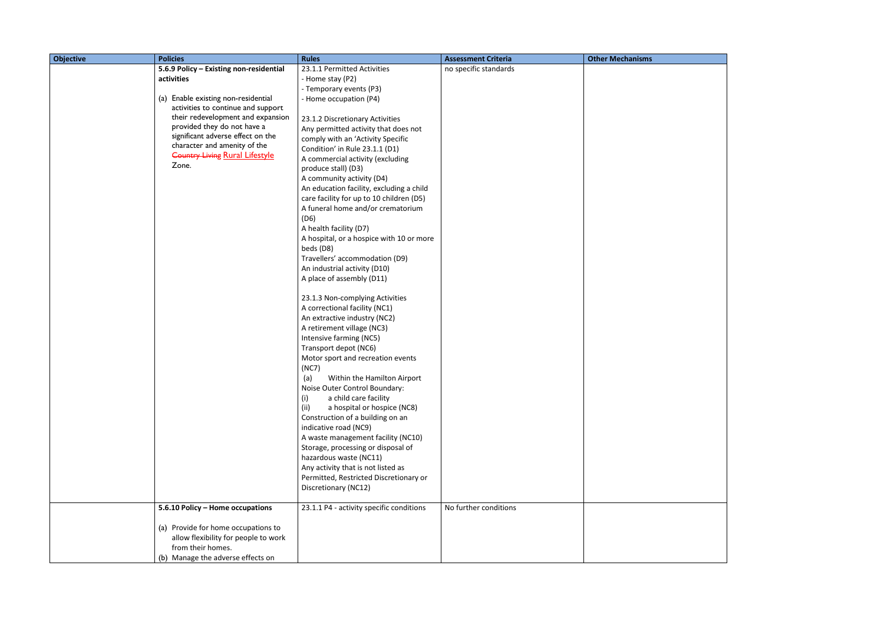| Objective | Policies | Rules | Assessment Criteria | Other Mechanisms |
|---|---|---|---|---|
| | **5.6.9 Policy – Existing non-residential activities**<br><br>(a) Enable existing non-residential activities to continue and support their redevelopment and expansion provided they do not have a significant adverse effect on the character and amenity of the ~~Country Living~~ Rural Lifestyle Zone. | 23.1.1 Permitted Activities<br>- Home stay (P2)<br>- Temporary events (P3)<br>- Home occupation (P4)<br><br>23.1.2 Discretionary Activities<br>Any permitted activity that does not comply with an 'Activity Specific Condition' in Rule 23.1.1 (D1)<br>A commercial activity (excluding produce stall) (D3)<br>A community activity (D4)<br>An education facility, excluding a child care facility for up to 10 children (D5)<br>A funeral home and/or crematorium (D6)<br>A health facility (D7)<br>A hospital, or a hospice with 10 or more beds (D8)<br>Travellers' accommodation (D9)<br>An industrial activity (D10)<br>A place of assembly (D11)<br><br>23.1.3 Non-complying Activities<br>A correctional facility (NC1)<br>An extractive industry (NC2)<br>A retirement village (NC3)<br>Intensive farming (NC5)<br>Transport depot (NC6)<br>Motor sport and recreation events (NC7)<br>(a) Within the Hamilton Airport Noise Outer Control Boundary:<br>(i) a child care facility<br>(ii) a hospital or hospice (NC8)<br>Construction of a building on an indicative road (NC9)<br>A waste management facility (NC10)<br>Storage, processing or disposal of hazardous waste (NC11)<br>Any activity that is not listed as Permitted, Restricted Discretionary or Discretionary (NC12) | no specific standards | |
| | **5.6.10 Policy – Home occupations**<br><br>(a) Provide for home occupations to allow flexibility for people to work from their homes.<br>(b) Manage the adverse effects on | 23.1.1 P4 - activity specific conditions | No further conditions | |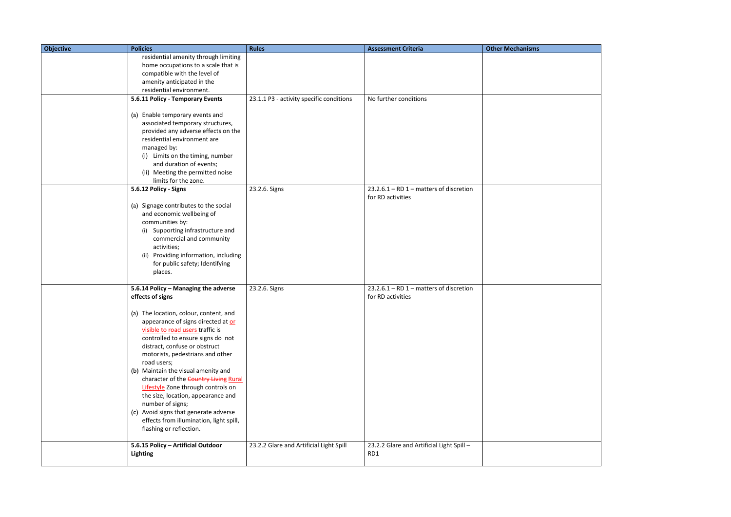| Objective | Policies | Rules | Assessment Criteria | Other Mechanisms |
|---|---|---|---|---|
| | residential amenity through limiting home occupations to a scale that is compatible with the level of amenity anticipated in the residential environment. | | | |
| | **5.6.11 Policy - Temporary Events**<br><br>(a) Enable temporary events and associated temporary structures, provided any adverse effects on the residential environment are managed by:<br>(i) Limits on the timing, number and duration of events;<br>(ii) Meeting the permitted noise limits for the zone. | 23.1.1 P3 - activity specific conditions | No further conditions | |
| | **5.6.12 Policy - Signs**<br><br>(a) Signage contributes to the social and economic wellbeing of communities by:<br>(i) Supporting infrastructure and commercial and community activities;<br>(ii) Providing information, including for public safety; Identifying places. | 23.2.6. Signs | 23.2.6.1 – RD 1 – matters of discretion for RD activities | |
| | **5.6.14 Policy – Managing the adverse effects of signs**<br><br>(a) The location, colour, content, and appearance of signs directed at or visible to road users traffic is controlled to ensure signs do not distract, confuse or obstruct motorists, pedestrians and other road users;<br>(b) Maintain the visual amenity and character of the ~~Country Living~~ Rural Lifestyle Zone through controls on the size, location, appearance and number of signs;<br>(c) Avoid signs that generate adverse effects from illumination, light spill, flashing or reflection. | 23.2.6. Signs | 23.2.6.1 – RD 1 – matters of discretion for RD activities | |
| | **5.6.15 Policy – Artificial Outdoor Lighting** | 23.2.2 Glare and Artificial Light Spill | 23.2.2 Glare and Artificial Light Spill – RD1 | |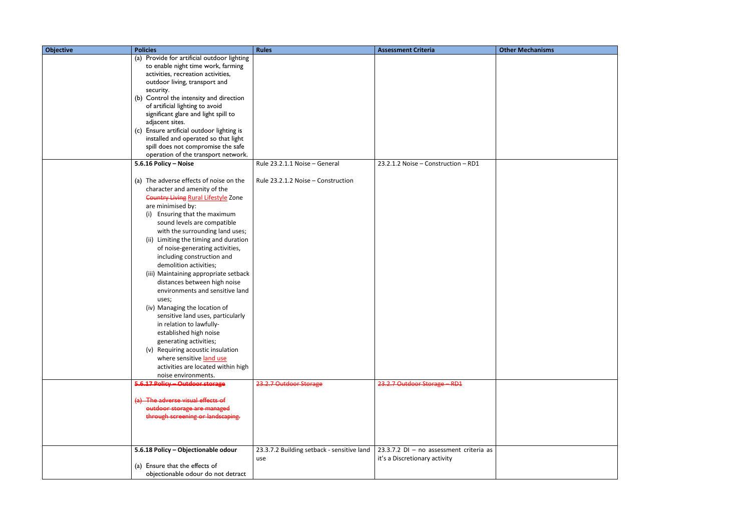| Objective | Policies | Rules | Assessment Criteria | Other Mechanisms |
|---|---|---|---|---|
| | (a) Provide for artificial outdoor lighting to enable night time work, farming activities, recreation activities, outdoor living, transport and security.<br>(b) Control the intensity and direction of artificial lighting to avoid significant glare and light spill to adjacent sites.<br>(c) Ensure artificial outdoor lighting is installed and operated so that light spill does not compromise the safe operation of the transport network. | | | |
| | **5.6.16 Policy – Noise**<br><br>(a) The adverse effects of noise on the character and amenity of the ~~Country Living~~ <u>Rural Lifestyle</u> Zone are minimised by:<br>(i) Ensuring that the maximum sound levels are compatible with the surrounding land uses;<br>(ii) Limiting the timing and duration of noise-generating activities, including construction and demolition activities;<br>(iii) Maintaining appropriate setback distances between high noise environments and sensitive land uses;<br>(iv) Managing the location of sensitive land uses, particularly in relation to lawfully-established high noise generating activities;<br>(v) Requiring acoustic insulation where sensitive <u>land use</u> activities are located within high noise environments. | Rule 23.2.1.1 Noise – General<br><br>Rule 23.2.1.2 Noise – Construction | 23.2.1.2 Noise – Construction – RD1 | |
| | ~~**5.6.17 Policy – Outdoor storage**~~<br><br>~~(a) The adverse visual effects of outdoor storage are managed through screening or landscaping.~~ | ~~23.2.7 Outdoor Storage~~ | ~~23.2.7 Outdoor Storage – RD1~~ | |
| | **5.6.18 Policy – Objectionable odour**<br><br>(a) Ensure that the effects of objectionable odour do not detract | 23.3.7.2 Building setback - sensitive land use | 23.3.7.2 DI – no assessment criteria as it's a Discretionary activity | |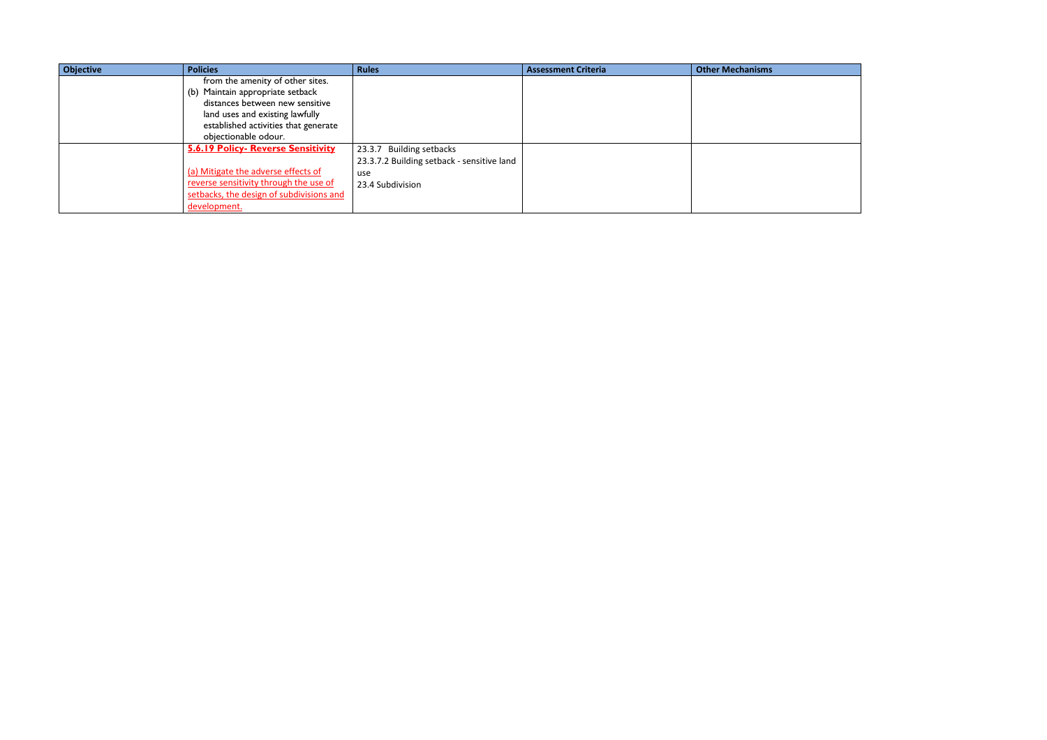| Objective | Policies | Rules | Assessment Criteria | Other Mechanisms |
|---|---|---|---|---|
| | from the amenity of other sites.<br>(b) Maintain appropriate setback distances between new sensitive land uses and existing lawfully established activities that generate objectionable odour. | | | |
| | **5.6.19 Policy- Reverse Sensitivity**<br><br>(a) Mitigate the adverse effects of reverse sensitivity through the use of setbacks, the design of subdivisions and development. | 23.3.7 Building setbacks<br>23.3.7.2 Building setback - sensitive land use<br>23.4 Subdivision | | |